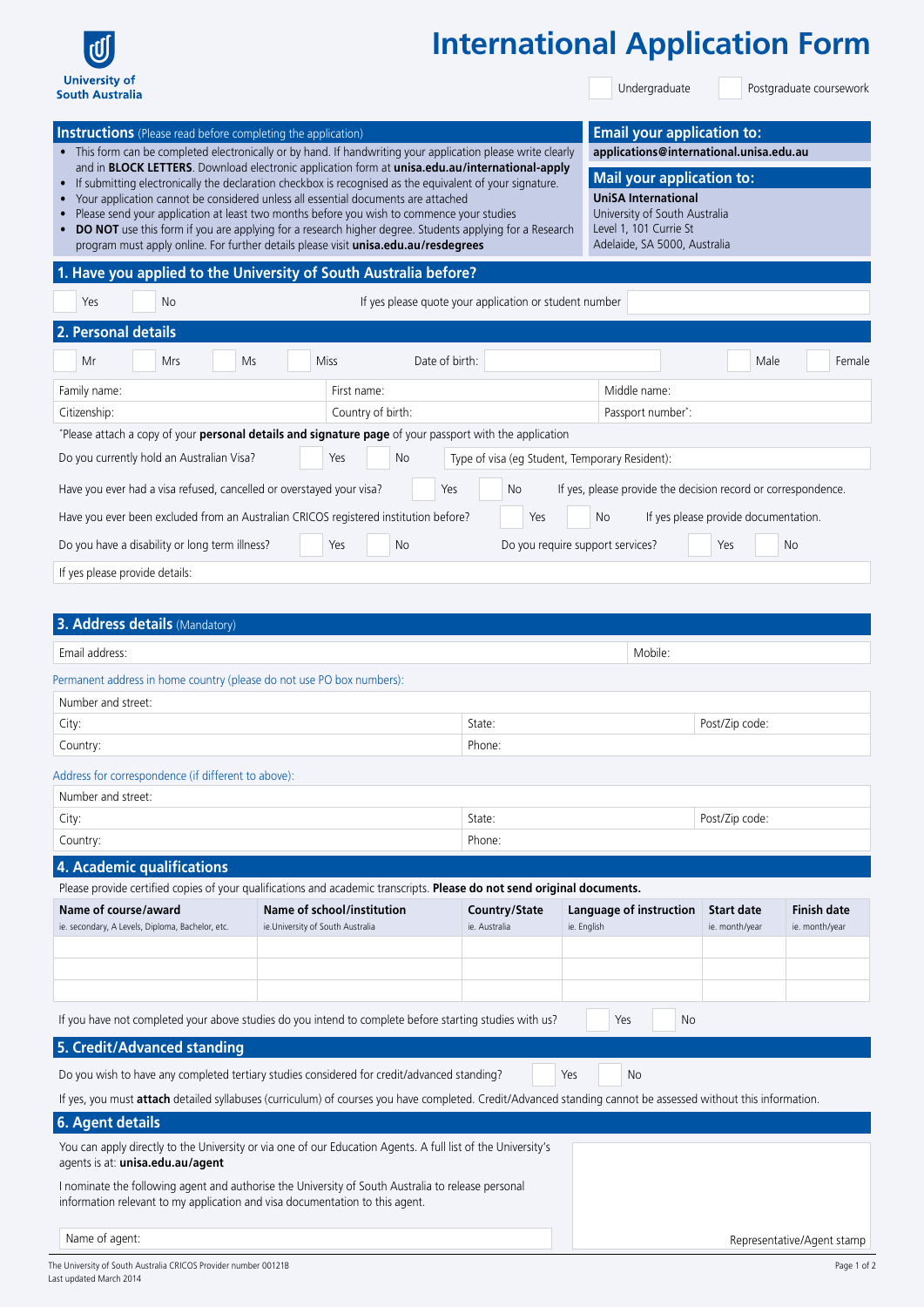University of South Australia

# International Application Form

☐ Undergraduate ☐ Postgraduate coursework

## Instructions (Please read before completing the application)

- This form can be completed electronically or by hand. If handwriting your application please write clearly and in **BLOCK LETTERS**. Download electronic application form at **unisa.edu.au/international-apply**
- If submitting electronically the declaration checkbox is recognised as the equivalent of your signature.
- Your application cannot be considered unless all essential documents are attached
- Please send your application at least two months before you wish to commence your studies
- **DO NOT** use this form if you are applying for a research higher degree. Students applying for a Research program must apply online. For further details please visit **unisa.edu.au/resdegrees**

## Email your application to:

**applications@international.unisa.edu.au**

## Mail your application to:

**UniSA International**
University of South Australia
Level 1, 101 Currie St
Adelaide, SA 5000, Australia

## 1. Have you applied to the University of South Australia before?

☐ Yes ☐ No    If yes please quote your application or student number: ______

## 2. Personal details

☐ Mr ☐ Mrs ☐ Ms ☐ Miss    Date of birth: ______    ☐ Male ☐ Female

| Family name: | First name: | Middle name: |
|---|---|---|
| Citizenship: | Country of birth: | Passport number*: |

*Please attach a copy of your **personal details and signature page** of your passport with the application

Do you currently hold an Australian Visa? ☐ Yes ☐ No    Type of visa (eg Student, Temporary Resident): ______

Have you ever had a visa refused, cancelled or overstayed your visa? ☐ Yes ☐ No    If yes, please provide the decision record or correspondence.

Have you ever been excluded from an Australian CRICOS registered institution before? ☐ Yes ☐ No    If yes please provide documentation.

Do you have a disability or long term illness? ☐ Yes ☐ No    Do you require support services? ☐ Yes ☐ No

If yes please provide details: ______

## 3. Address details (Mandatory)

| Email address: | Mobile: |
|---|---|

Permanent address in home country (please do not use PO box numbers):

| Number and street: | | |
|---|---|---|
| City: | State: | Post/Zip code: |
| Country: | Phone: | |

Address for correspondence (if different to above):

| Number and street: | | |
|---|---|---|
| City: | State: | Post/Zip code: |
| Country: | Phone: | |

## 4. Academic qualifications

Please provide certified copies of your qualifications and academic transcripts. **Please do not send original documents.**

| **Name of course/award** ie. secondary, A Levels, Diploma, Bachelor, etc. | **Name of school/institution** ie.University of South Australia | **Country/State** ie. Australia | **Language of instruction** ie. English | **Start date** ie. month/year | **Finish date** ie. month/year |
|---|---|---|---|---|---|
| | | | | | |
| | | | | | |
| | | | | | |

If you have not completed your above studies do you intend to complete before starting studies with us? ☐ Yes ☐ No

## 5. Credit/Advanced standing

Do you wish to have any completed tertiary studies considered for credit/advanced standing? ☐ Yes ☐ No

If yes, you must **attach** detailed syllabuses (curriculum) of courses you have completed. Credit/Advanced standing cannot be assessed without this information.

## 6. Agent details

You can apply directly to the University or via one of our Education Agents. A full list of the University's agents is at: **unisa.edu.au/agent**

I nominate the following agent and authorise the University of South Australia to release personal information relevant to my application and visa documentation to this agent.

Name of agent: ______

Representative/Agent stamp

The University of South Australia CRICOS Provider number 00121B
Last updated March 2014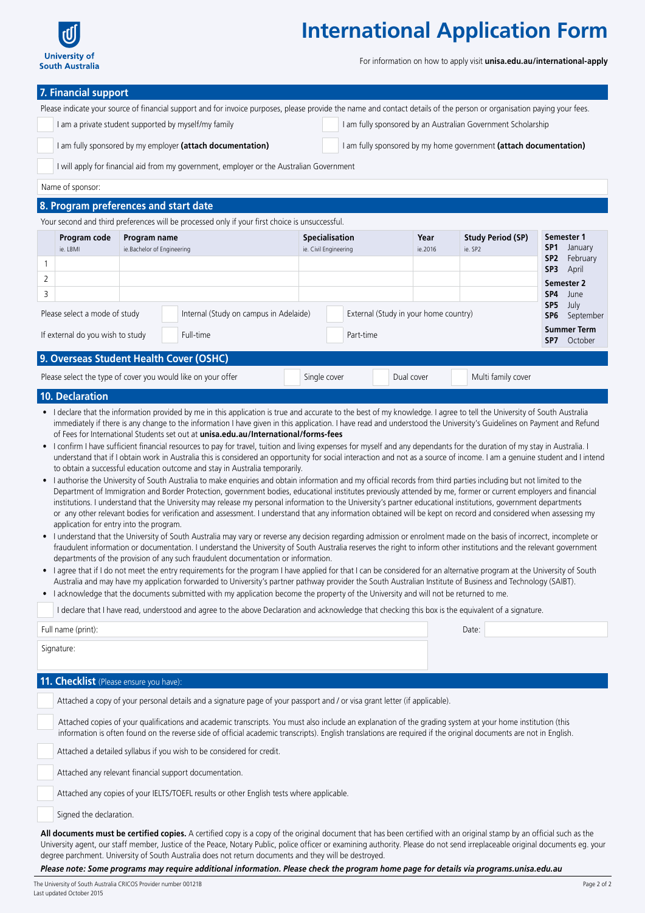# International Application Form

For information on how to apply visit **unisa.edu.au/international-apply**

## 7. Financial support

Please indicate your source of financial support and for invoice purposes, please provide the name and contact details of the person or organisation paying your fees.

- ☐ I am a private student supported by myself/my family
- ☐ I am fully sponsored by an Australian Government Scholarship
- ☐ I am fully sponsored by my employer **(attach documentation)**
- ☐ I am fully sponsored by my home government **(attach documentation)**
- ☐ I will apply for financial aid from my government, employer or the Australian Government

Name of sponsor:

## 8. Program preferences and start date

Your second and third preferences will be processed only if your first choice is unsuccessful.

| | Program code<br>ie. LBMI | Program name<br>ie.Bachelor of Engineering | Specialisation<br>ie. Civil Engineering | Year<br>ie.2016 | Study Period (SP)<br>ie. SP2 |
|---|---|---|---|---|---|
| 1 | | | | | |
| 2 | | | | | |
| 3 | | | | | |

**Semester 1**
- **SP1** January
- **SP2** February
- **SP3** April

**Semester 2**
- **SP4** June
- **SP5** July
- **SP6** September

**Summer Term**
- **SP7** October

Please select a mode of study ☐ Internal (Study on campus in Adelaide) ☐ External (Study in your home country)

If external do you wish to study ☐ Full-time ☐ Part-time

## 9. Overseas Student Health Cover (OSHC)

Please select the type of cover you would like on your offer ☐ Single cover ☐ Dual cover ☐ Multi family cover

## 10. Declaration

- I declare that the information provided by me in this application is true and accurate to the best of my knowledge. I agree to tell the University of South Australia immediately if there is any change to the information I have given in this application. I have read and understood the University's Guidelines on Payment and Refund of Fees for International Students set out at **unisa.edu.au/International/forms-fees**
- I confirm I have sufficient financial resources to pay for travel, tuition and living expenses for myself and any dependants for the duration of my stay in Australia. I understand that if I obtain work in Australia this is considered an opportunity for social interaction and not as a source of income. I am a genuine student and I intend to obtain a successful education outcome and stay in Australia temporarily.
- I authorise the University of South Australia to make enquiries and obtain information and my official records from third parties including but not limited to the Department of Immigration and Border Protection, government bodies, educational institutes previously attended by me, former or current employers and financial institutions. I understand that the University may release my personal information to the University's partner educational institutions, government departments or any other relevant bodies for verification and assessment. I understand that any information obtained will be kept on record and considered when assessing my application for entry into the program.
- I understand that the University of South Australia may vary or reverse any decision regarding admission or enrolment made on the basis of incorrect, incomplete or fraudulent information or documentation. I understand the University of South Australia reserves the right to inform other institutions and the relevant government departments of the provision of any such fraudulent documentation or information.
- I agree that if I do not meet the entry requirements for the program I have applied for that I can be considered for an alternative program at the University of South Australia and may have my application forwarded to University's partner pathway provider the South Australian Institute of Business and Technology (SAIBT).
- I acknowledge that the documents submitted with my application become the property of the University and will not be returned to me.

☐ I declare that I have read, understood and agree to the above Declaration and acknowledge that checking this box is the equivalent of a signature.

Full name (print): Date:

Signature:

## 11. Checklist (Please ensure you have):

- ☐ Attached a copy of your personal details and a signature page of your passport and / or visa grant letter (if applicable).
- ☐ Attached copies of your qualifications and academic transcripts. You must also include an explanation of the grading system at your home institution (this information is often found on the reverse side of official academic transcripts). English translations are required if the original documents are not in English.
- ☐ Attached a detailed syllabus if you wish to be considered for credit.
- ☐ Attached any relevant financial support documentation.
- ☐ Attached any copies of your IELTS/TOEFL results or other English tests where applicable.
- ☐ Signed the declaration.

**All documents must be certified copies.** A certified copy is a copy of the original document that has been certified with an original stamp by an official such as the University agent, our staff member, Justice of the Peace, Notary Public, police officer or examining authority. Please do not send irreplaceable original documents eg. your degree parchment. University of South Australia does not return documents and they will be destroyed.

***Please note: Some programs may require additional information. Please check the program home page for details via programs.unisa.edu.au***

The University of South Australia CRICOS Provider number 00121B
Last updated October 2015